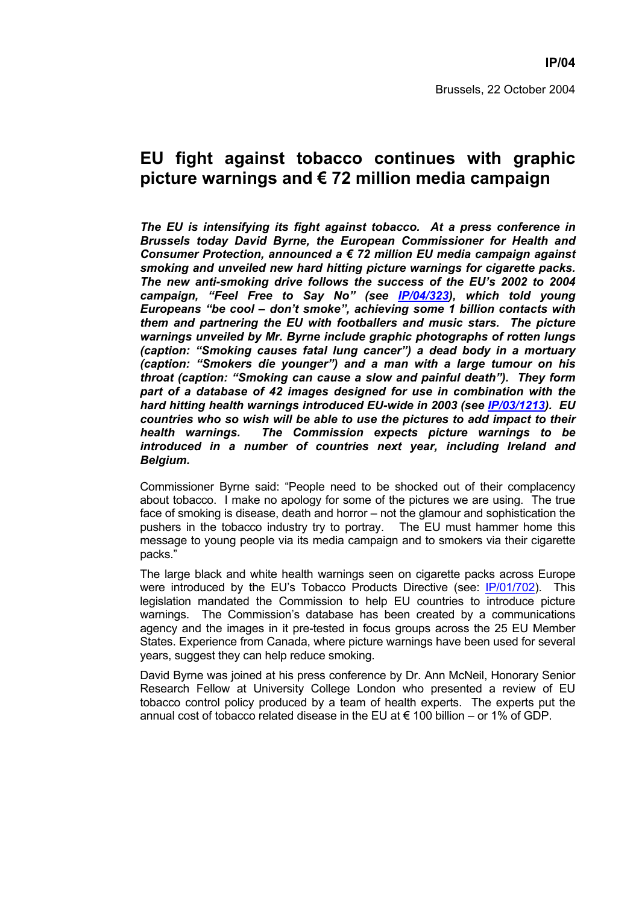**IP/04**

Brussels, 22 October 2004

# EU fight against tobacco continues with graphic picture warnings and € 72 million media campaign

***The EU is intensifying its fight against tobacco. At a press conference in Brussels today David Byrne, the European Commissioner for Health and Consumer Protection, announced a € 72 million EU media campaign against smoking and unveiled new hard hitting picture warnings for cigarette packs. The new anti-smoking drive follows the success of the EU's 2002 to 2004 campaign, "Feel Free to Say No" (see [IP/04/323](IP/04/323)), which told young Europeans "be cool – don't smoke", achieving some 1 billion contacts with them and partnering the EU with footballers and music stars. The picture warnings unveiled by Mr. Byrne include graphic photographs of rotten lungs (caption: "Smoking causes fatal lung cancer") a dead body in a mortuary (caption: "Smokers die younger") and a man with a large tumour on his throat (caption: "Smoking can cause a slow and painful death"). They form part of a database of 42 images designed for use in combination with the hard hitting health warnings introduced EU-wide in 2003 (see [IP/03/1213](IP/03/1213)). EU countries who so wish will be able to use the pictures to add impact to their health warnings. The Commission expects picture warnings to be introduced in a number of countries next year, including Ireland and Belgium.***

Commissioner Byrne said: "People need to be shocked out of their complacency about tobacco. I make no apology for some of the pictures we are using. The true face of smoking is disease, death and horror – not the glamour and sophistication the pushers in the tobacco industry try to portray. The EU must hammer home this message to young people via its media campaign and to smokers via their cigarette packs."

The large black and white health warnings seen on cigarette packs across Europe were introduced by the EU's Tobacco Products Directive (see: [IP/01/702](IP/01/702)). This legislation mandated the Commission to help EU countries to introduce picture warnings. The Commission's database has been created by a communications agency and the images in it pre-tested in focus groups across the 25 EU Member States. Experience from Canada, where picture warnings have been used for several years, suggest they can help reduce smoking.

David Byrne was joined at his press conference by Dr. Ann McNeil, Honorary Senior Research Fellow at University College London who presented a review of EU tobacco control policy produced by a team of health experts. The experts put the annual cost of tobacco related disease in the EU at € 100 billion – or 1% of GDP.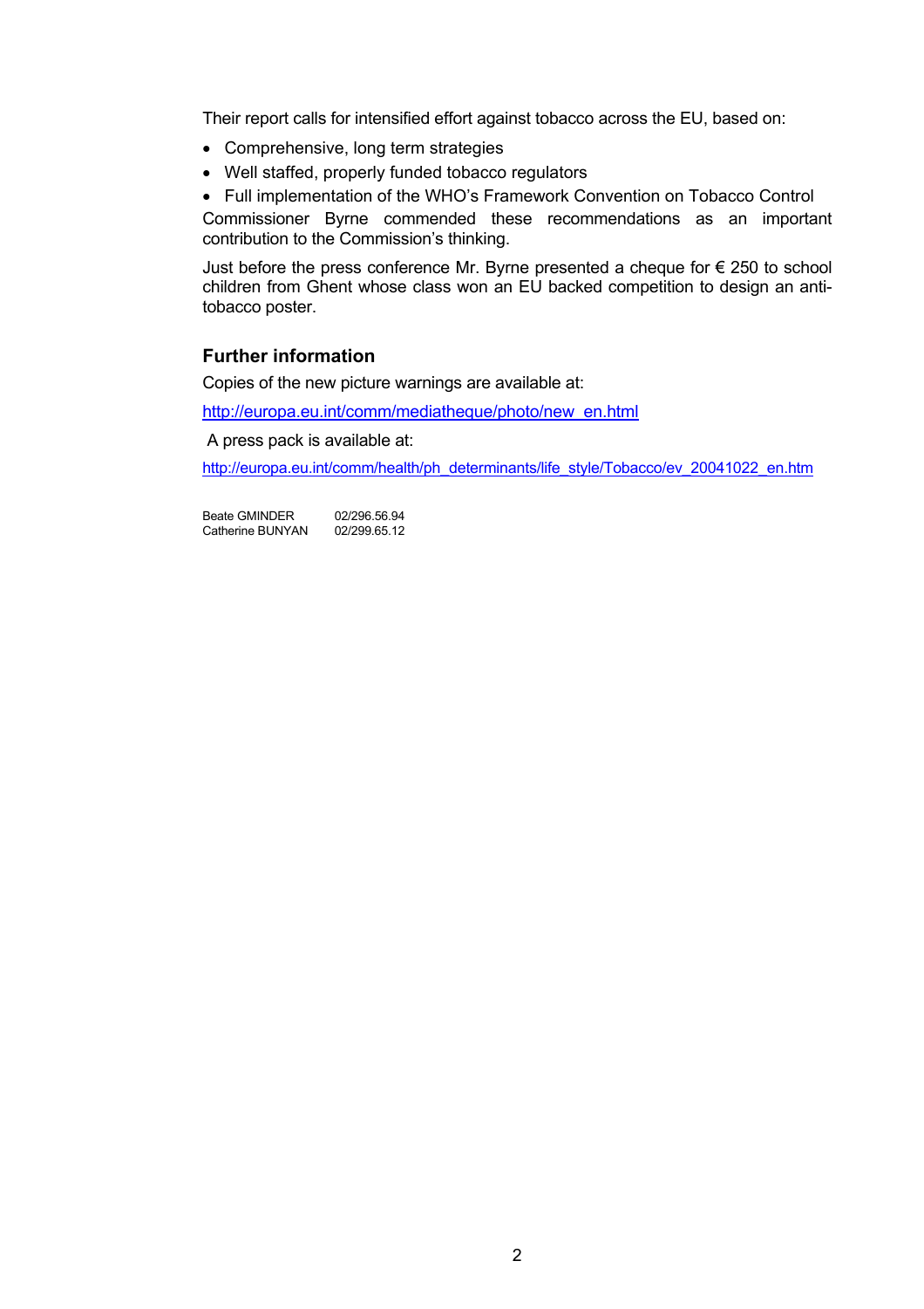Their report calls for intensified effort against tobacco across the EU, based on:

- Comprehensive, long term strategies
- Well staffed, properly funded tobacco regulators
- Full implementation of the WHO's Framework Convention on Tobacco Control

Commissioner Byrne commended these recommendations as an important contribution to the Commission's thinking.

Just before the press conference Mr. Byrne presented a cheque for € 250 to school children from Ghent whose class won an EU backed competition to design an anti-tobacco poster.

## Further information

Copies of the new picture warnings are available at:

http://europa.eu.int/comm/mediatheque/photo/new_en.html

A press pack is available at:

http://europa.eu.int/comm/health/ph_determinants/life_style/Tobacco/ev_20041022_en.htm

| | |
|---|---|
| Beate GMINDER | 02/296.56.94 |
| Catherine BUNYAN | 02/299.65.12 |